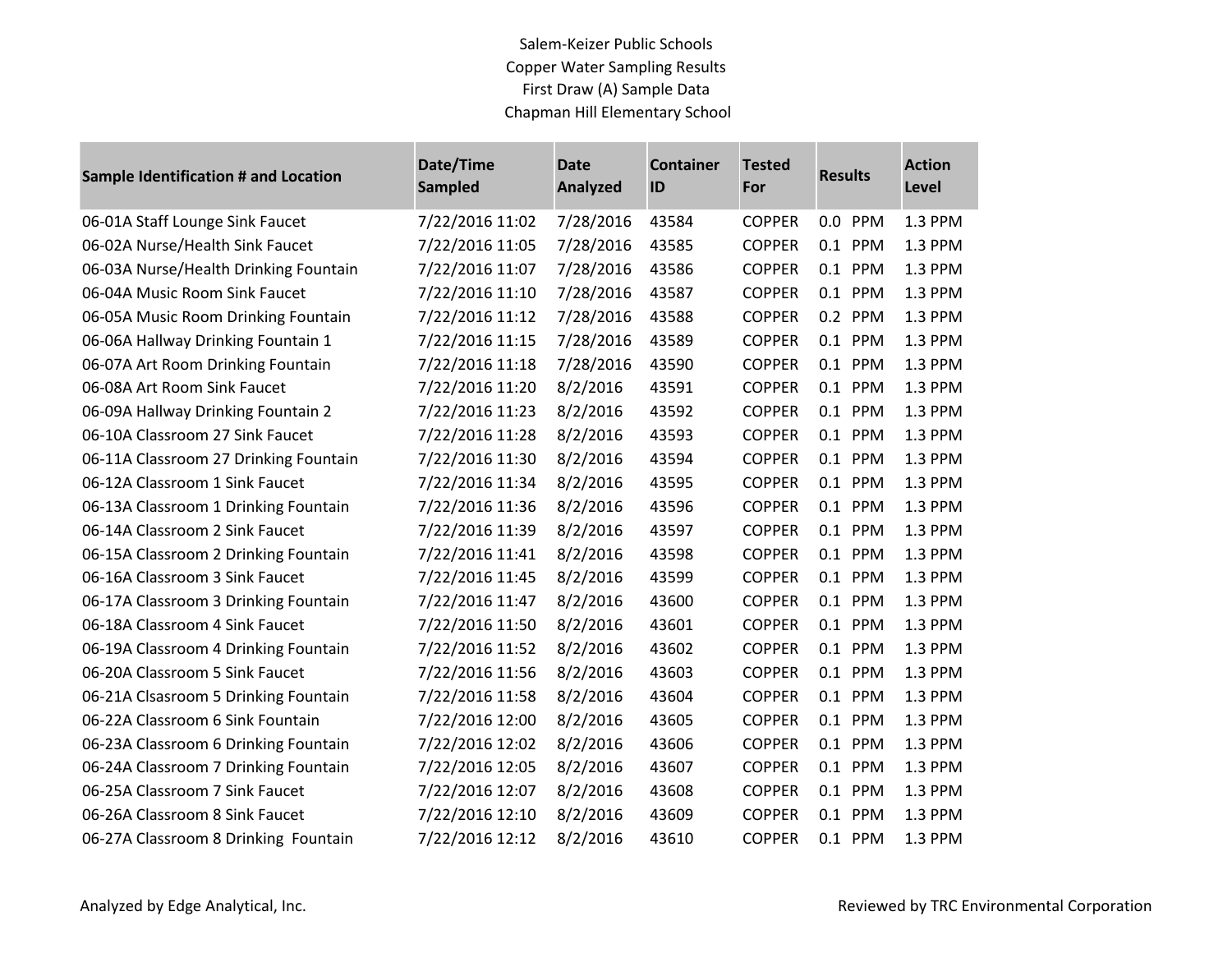# Salem-Keizer Public Schools
## Copper Water Sampling Results
### First Draw (A) Sample Data
### Chapman Hill Elementary School

| Sample Identification # and Location | Date/Time Sampled | Date Analyzed | Container ID | Tested For | Results | Action Level |
|---|---|---|---|---|---|---|
| 06-01A Staff Lounge Sink Faucet | 7/22/2016 11:02 | 7/28/2016 | 43584 | COPPER | 0.0 PPM | 1.3 PPM |
| 06-02A Nurse/Health Sink Faucet | 7/22/2016 11:05 | 7/28/2016 | 43585 | COPPER | 0.1 PPM | 1.3 PPM |
| 06-03A Nurse/Health Drinking Fountain | 7/22/2016 11:07 | 7/28/2016 | 43586 | COPPER | 0.1 PPM | 1.3 PPM |
| 06-04A Music Room Sink Faucet | 7/22/2016 11:10 | 7/28/2016 | 43587 | COPPER | 0.1 PPM | 1.3 PPM |
| 06-05A Music Room Drinking Fountain | 7/22/2016 11:12 | 7/28/2016 | 43588 | COPPER | 0.2 PPM | 1.3 PPM |
| 06-06A Hallway Drinking Fountain 1 | 7/22/2016 11:15 | 7/28/2016 | 43589 | COPPER | 0.1 PPM | 1.3 PPM |
| 06-07A Art Room Drinking Fountain | 7/22/2016 11:18 | 7/28/2016 | 43590 | COPPER | 0.1 PPM | 1.3 PPM |
| 06-08A Art Room Sink Faucet | 7/22/2016 11:20 | 8/2/2016 | 43591 | COPPER | 0.1 PPM | 1.3 PPM |
| 06-09A Hallway Drinking Fountain 2 | 7/22/2016 11:23 | 8/2/2016 | 43592 | COPPER | 0.1 PPM | 1.3 PPM |
| 06-10A Classroom 27 Sink Faucet | 7/22/2016 11:28 | 8/2/2016 | 43593 | COPPER | 0.1 PPM | 1.3 PPM |
| 06-11A Classroom 27 Drinking Fountain | 7/22/2016 11:30 | 8/2/2016 | 43594 | COPPER | 0.1 PPM | 1.3 PPM |
| 06-12A Classroom 1 Sink Faucet | 7/22/2016 11:34 | 8/2/2016 | 43595 | COPPER | 0.1 PPM | 1.3 PPM |
| 06-13A Classroom 1 Drinking Fountain | 7/22/2016 11:36 | 8/2/2016 | 43596 | COPPER | 0.1 PPM | 1.3 PPM |
| 06-14A Classroom 2 Sink Faucet | 7/22/2016 11:39 | 8/2/2016 | 43597 | COPPER | 0.1 PPM | 1.3 PPM |
| 06-15A Classroom 2 Drinking Fountain | 7/22/2016 11:41 | 8/2/2016 | 43598 | COPPER | 0.1 PPM | 1.3 PPM |
| 06-16A Classroom 3 Sink Faucet | 7/22/2016 11:45 | 8/2/2016 | 43599 | COPPER | 0.1 PPM | 1.3 PPM |
| 06-17A Classroom 3 Drinking Fountain | 7/22/2016 11:47 | 8/2/2016 | 43600 | COPPER | 0.1 PPM | 1.3 PPM |
| 06-18A Classroom 4 Sink Faucet | 7/22/2016 11:50 | 8/2/2016 | 43601 | COPPER | 0.1 PPM | 1.3 PPM |
| 06-19A Classroom 4 Drinking Fountain | 7/22/2016 11:52 | 8/2/2016 | 43602 | COPPER | 0.1 PPM | 1.3 PPM |
| 06-20A Classroom 5 Sink Faucet | 7/22/2016 11:56 | 8/2/2016 | 43603 | COPPER | 0.1 PPM | 1.3 PPM |
| 06-21A Clsasroom 5 Drinking Fountain | 7/22/2016 11:58 | 8/2/2016 | 43604 | COPPER | 0.1 PPM | 1.3 PPM |
| 06-22A Classroom 6 Sink Fountain | 7/22/2016 12:00 | 8/2/2016 | 43605 | COPPER | 0.1 PPM | 1.3 PPM |
| 06-23A Classroom 6 Drinking Fountain | 7/22/2016 12:02 | 8/2/2016 | 43606 | COPPER | 0.1 PPM | 1.3 PPM |
| 06-24A Classroom 7 Drinking Fountain | 7/22/2016 12:05 | 8/2/2016 | 43607 | COPPER | 0.1 PPM | 1.3 PPM |
| 06-25A Classroom 7 Sink Faucet | 7/22/2016 12:07 | 8/2/2016 | 43608 | COPPER | 0.1 PPM | 1.3 PPM |
| 06-26A Classroom 8 Sink Faucet | 7/22/2016 12:10 | 8/2/2016 | 43609 | COPPER | 0.1 PPM | 1.3 PPM |
| 06-27A Classroom 8 Drinking Fountain | 7/22/2016 12:12 | 8/2/2016 | 43610 | COPPER | 0.1 PPM | 1.3 PPM |

Analyzed by Edge Analytical, Inc.

Reviewed by TRC Environmental Corporation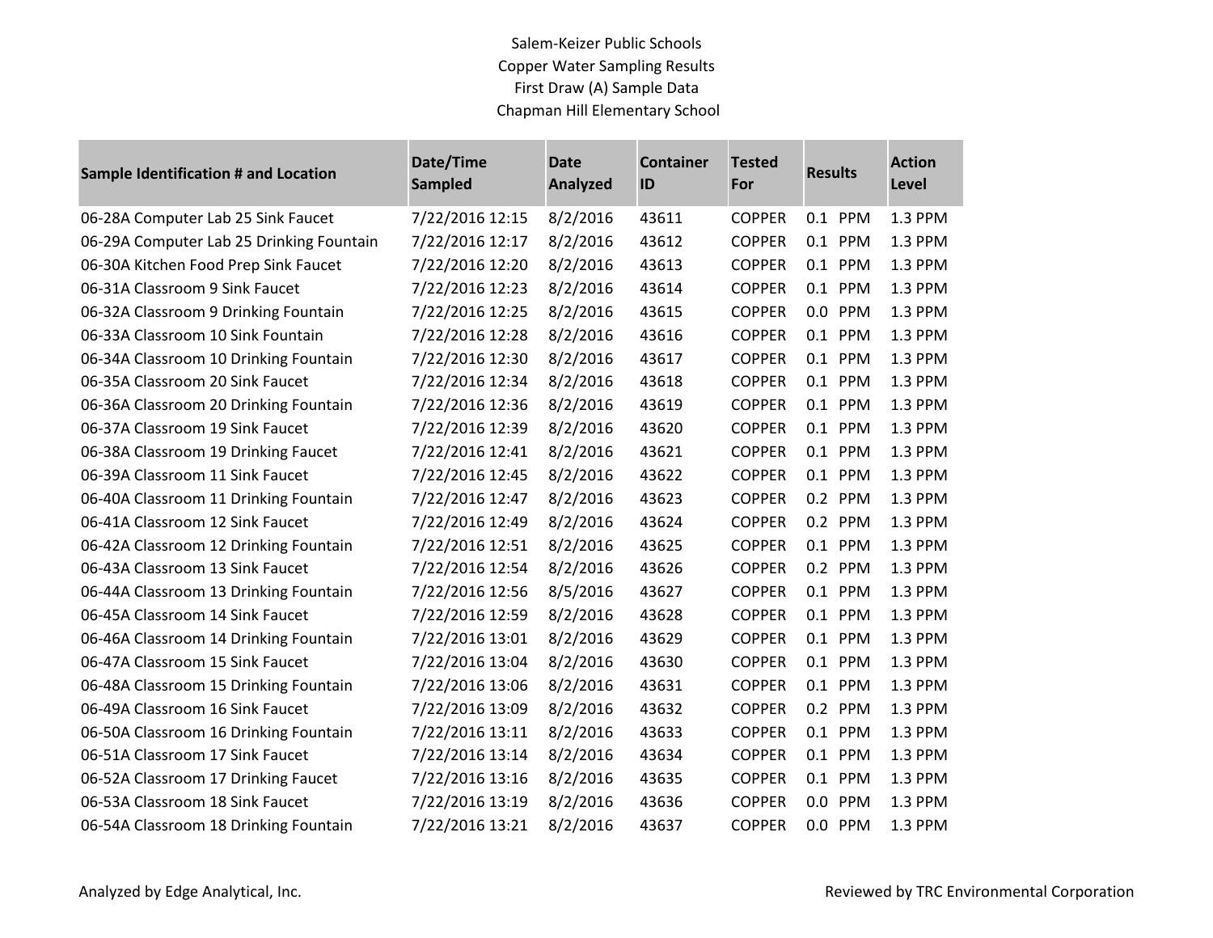Salem-Keizer Public Schools
Copper Water Sampling Results
First Draw (A) Sample Data
Chapman Hill Elementary School

| Sample Identification # and Location | Date/Time Sampled | Date Analyzed | Container ID | Tested For | Results | Action Level |
|---|---|---|---|---|---|---|
| 06-28A Computer Lab 25 Sink Faucet | 7/22/2016 12:15 | 8/2/2016 | 43611 | COPPER | 0.1 PPM | 1.3 PPM |
| 06-29A Computer Lab 25 Drinking Fountain | 7/22/2016 12:17 | 8/2/2016 | 43612 | COPPER | 0.1 PPM | 1.3 PPM |
| 06-30A Kitchen Food Prep Sink Faucet | 7/22/2016 12:20 | 8/2/2016 | 43613 | COPPER | 0.1 PPM | 1.3 PPM |
| 06-31A Classroom 9 Sink Faucet | 7/22/2016 12:23 | 8/2/2016 | 43614 | COPPER | 0.1 PPM | 1.3 PPM |
| 06-32A Classroom 9 Drinking Fountain | 7/22/2016 12:25 | 8/2/2016 | 43615 | COPPER | 0.0 PPM | 1.3 PPM |
| 06-33A Classroom 10 Sink Fountain | 7/22/2016 12:28 | 8/2/2016 | 43616 | COPPER | 0.1 PPM | 1.3 PPM |
| 06-34A Classroom 10 Drinking Fountain | 7/22/2016 12:30 | 8/2/2016 | 43617 | COPPER | 0.1 PPM | 1.3 PPM |
| 06-35A Classroom 20 Sink Faucet | 7/22/2016 12:34 | 8/2/2016 | 43618 | COPPER | 0.1 PPM | 1.3 PPM |
| 06-36A Classroom 20 Drinking Fountain | 7/22/2016 12:36 | 8/2/2016 | 43619 | COPPER | 0.1 PPM | 1.3 PPM |
| 06-37A Classroom 19 Sink Faucet | 7/22/2016 12:39 | 8/2/2016 | 43620 | COPPER | 0.1 PPM | 1.3 PPM |
| 06-38A Classroom 19 Drinking Faucet | 7/22/2016 12:41 | 8/2/2016 | 43621 | COPPER | 0.1 PPM | 1.3 PPM |
| 06-39A Classroom 11 Sink Faucet | 7/22/2016 12:45 | 8/2/2016 | 43622 | COPPER | 0.1 PPM | 1.3 PPM |
| 06-40A Classroom 11 Drinking Fountain | 7/22/2016 12:47 | 8/2/2016 | 43623 | COPPER | 0.2 PPM | 1.3 PPM |
| 06-41A Classroom 12 Sink Faucet | 7/22/2016 12:49 | 8/2/2016 | 43624 | COPPER | 0.2 PPM | 1.3 PPM |
| 06-42A Classroom 12 Drinking Fountain | 7/22/2016 12:51 | 8/2/2016 | 43625 | COPPER | 0.1 PPM | 1.3 PPM |
| 06-43A Classroom 13 Sink Faucet | 7/22/2016 12:54 | 8/2/2016 | 43626 | COPPER | 0.2 PPM | 1.3 PPM |
| 06-44A Classroom 13 Drinking Fountain | 7/22/2016 12:56 | 8/5/2016 | 43627 | COPPER | 0.1 PPM | 1.3 PPM |
| 06-45A Classroom 14 Sink Faucet | 7/22/2016 12:59 | 8/2/2016 | 43628 | COPPER | 0.1 PPM | 1.3 PPM |
| 06-46A Classroom 14 Drinking Fountain | 7/22/2016 13:01 | 8/2/2016 | 43629 | COPPER | 0.1 PPM | 1.3 PPM |
| 06-47A Classroom 15 Sink Faucet | 7/22/2016 13:04 | 8/2/2016 | 43630 | COPPER | 0.1 PPM | 1.3 PPM |
| 06-48A Classroom 15 Drinking Fountain | 7/22/2016 13:06 | 8/2/2016 | 43631 | COPPER | 0.1 PPM | 1.3 PPM |
| 06-49A Classroom 16 Sink Faucet | 7/22/2016 13:09 | 8/2/2016 | 43632 | COPPER | 0.2 PPM | 1.3 PPM |
| 06-50A Classroom 16 Drinking Fountain | 7/22/2016 13:11 | 8/2/2016 | 43633 | COPPER | 0.1 PPM | 1.3 PPM |
| 06-51A Classroom 17 Sink Faucet | 7/22/2016 13:14 | 8/2/2016 | 43634 | COPPER | 0.1 PPM | 1.3 PPM |
| 06-52A Classroom 17 Drinking Faucet | 7/22/2016 13:16 | 8/2/2016 | 43635 | COPPER | 0.1 PPM | 1.3 PPM |
| 06-53A Classroom 18 Sink Faucet | 7/22/2016 13:19 | 8/2/2016 | 43636 | COPPER | 0.0 PPM | 1.3 PPM |
| 06-54A Classroom 18 Drinking Fountain | 7/22/2016 13:21 | 8/2/2016 | 43637 | COPPER | 0.0 PPM | 1.3 PPM |

Analyzed by Edge Analytical, Inc.

Reviewed by TRC Environmental Corporation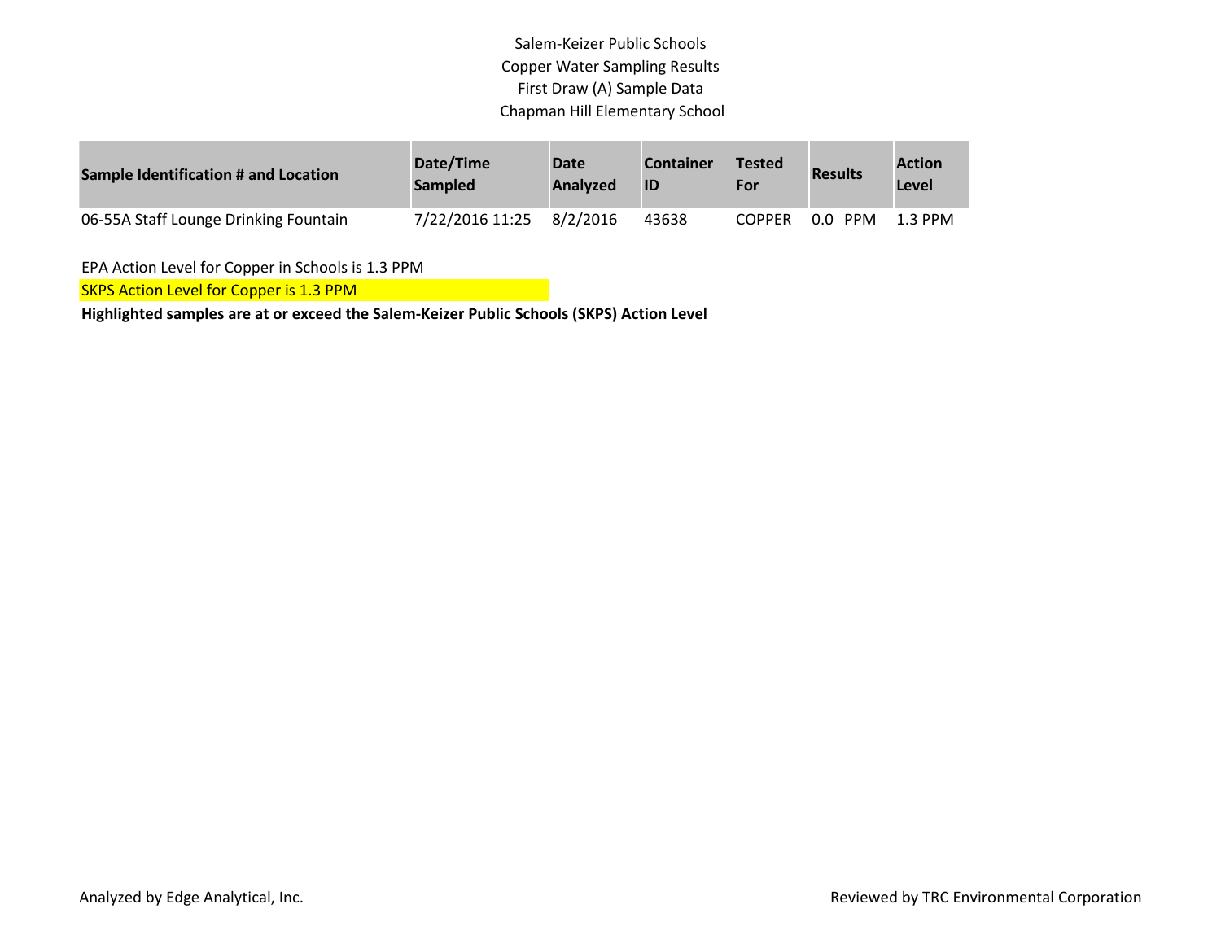Salem-Keizer Public Schools
Copper Water Sampling Results
First Draw (A) Sample Data
Chapman Hill Elementary School

| Sample Identification # and Location | Date/Time Sampled | Date Analyzed | Container ID | Tested For | Results | Action Level |
|---|---|---|---|---|---|---|
| 06-55A Staff Lounge Drinking Fountain | 7/22/2016 11:25 | 8/2/2016 | 43638 | COPPER | 0.0 PPM | 1.3 PPM |

EPA Action Level for Copper in Schools is 1.3 PPM

SKPS Action Level for Copper is 1.3 PPM

**Highlighted samples are at or exceed the Salem-Keizer Public Schools (SKPS) Action Level**

Analyzed by Edge Analytical, Inc.

Reviewed by TRC Environmental Corporation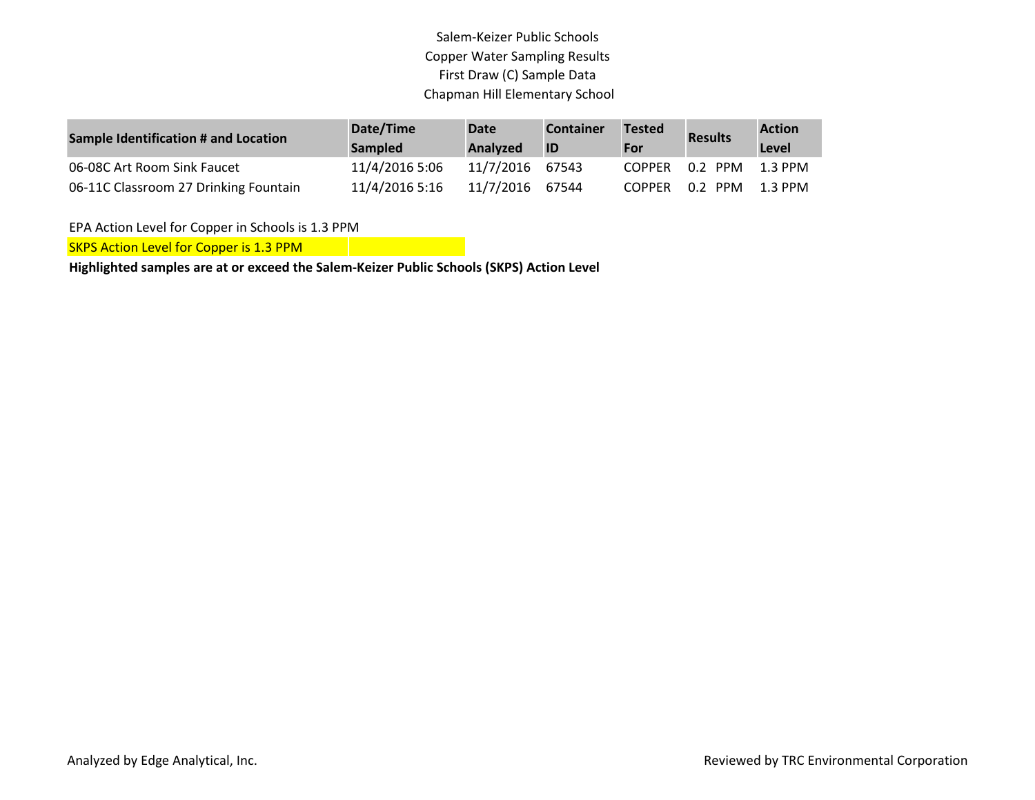Salem-Keizer Public Schools
Copper Water Sampling Results
First Draw (C) Sample Data
Chapman Hill Elementary School

| Sample Identification # and Location | Date/Time Sampled | Date Analyzed | Container ID | Tested For | Results | Action Level |
|---|---|---|---|---|---|---|
| 06-08C Art Room Sink Faucet | 11/4/2016 5:06 | 11/7/2016 | 67543 | COPPER | 0.2 PPM | 1.3 PPM |
| 06-11C Classroom 27 Drinking Fountain | 11/4/2016 5:16 | 11/7/2016 | 67544 | COPPER | 0.2 PPM | 1.3 PPM |

EPA Action Level for Copper in Schools is 1.3 PPM

SKPS Action Level for Copper is 1.3 PPM

**Highlighted samples are at or exceed the Salem-Keizer Public Schools (SKPS) Action Level**

Analyzed by Edge Analytical, Inc.

Reviewed by TRC Environmental Corporation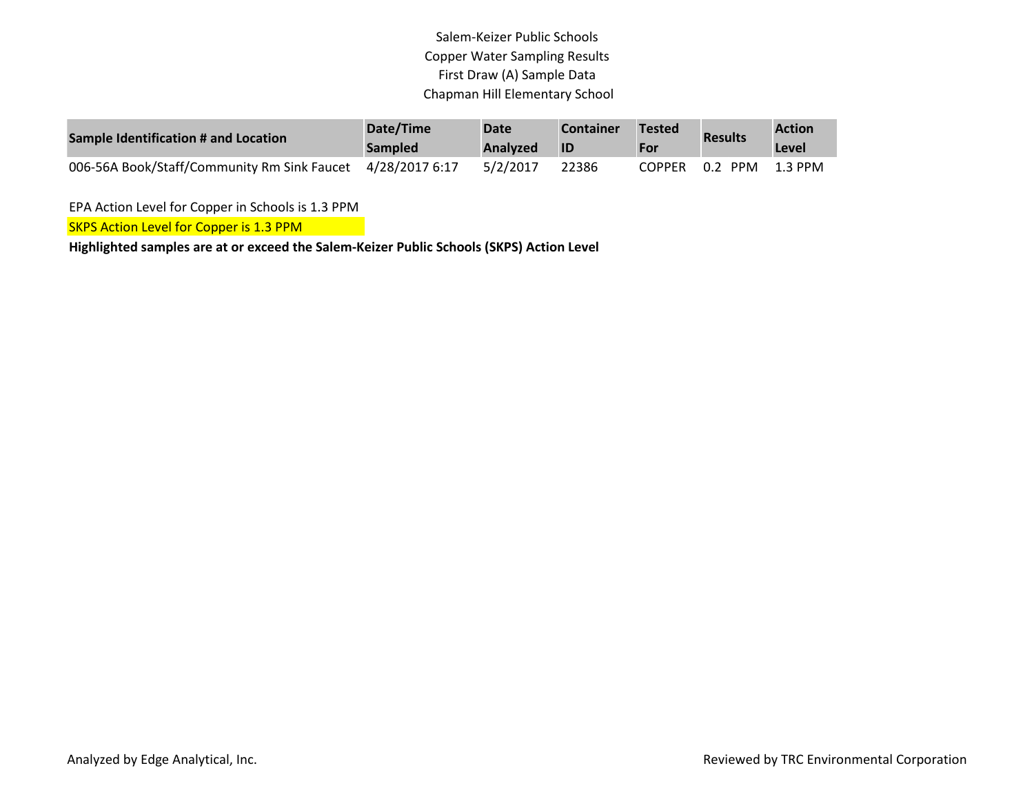Salem-Keizer Public Schools
Copper Water Sampling Results
First Draw (A) Sample Data
Chapman Hill Elementary School

| Sample Identification # and Location | Date/Time Sampled | Date Analyzed | Container ID | Tested For | Results | Action Level |
|---|---|---|---|---|---|---|
| 006-56A Book/Staff/Community Rm Sink Faucet | 4/28/2017 6:17 | 5/2/2017 | 22386 | COPPER | 0.2 PPM | 1.3 PPM |

EPA Action Level for Copper in Schools is 1.3 PPM

SKPS Action Level for Copper is 1.3 PPM

**Highlighted samples are at or exceed the Salem-Keizer Public Schools (SKPS) Action Level**

Analyzed by Edge Analytical, Inc.

Reviewed by TRC Environmental Corporation